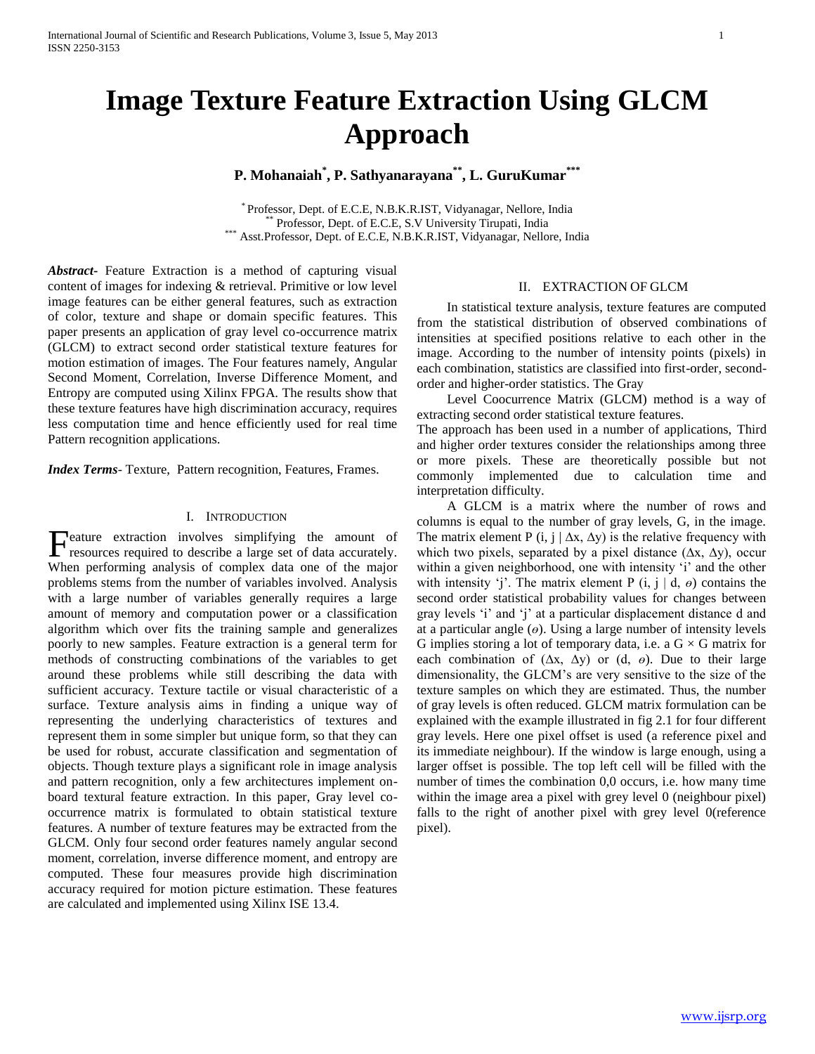# Image Texture Feature Extraction Using GLCM Approach

**P. Mohanaiah[*], P. Sathyanarayana[**], L. GuruKumar[***]**

[*] Professor, Dept. of E.C.E, N.B.K.R.IST, Vidyanagar, Nellore, India
[**] Professor, Dept. of E.C.E, S.V University Tirupati, India
[***] Asst.Professor, Dept. of E.C.E, N.B.K.R.IST, Vidyanagar, Nellore, India

***Abstract***- Feature Extraction is a method of capturing visual content of images for indexing & retrieval. Primitive or low level image features can be either general features, such as extraction of color, texture and shape or domain specific features. This paper presents an application of gray level co-occurrence matrix (GLCM) to extract second order statistical texture features for motion estimation of images. The Four features namely, Angular Second Moment, Correlation, Inverse Difference Moment, and Entropy are computed using Xilinx FPGA. The results show that these texture features have high discrimination accuracy, requires less computation time and hence efficiently used for real time Pattern recognition applications.

***Index Terms***- Texture, Pattern recognition, Features, Frames.

## I. Introduction

Feature extraction involves simplifying the amount of resources required to describe a large set of data accurately. When performing analysis of complex data one of the major problems stems from the number of variables involved. Analysis with a large number of variables generally requires a large amount of memory and computation power or a classification algorithm which over fits the training sample and generalizes poorly to new samples. Feature extraction is a general term for methods of constructing combinations of the variables to get around these problems while still describing the data with sufficient accuracy. Texture tactile or visual characteristic of a surface. Texture analysis aims in finding a unique way of representing the underlying characteristics of textures and represent them in some simpler but unique form, so that they can be used for robust, accurate classification and segmentation of objects. Though texture plays a significant role in image analysis and pattern recognition, only a few architectures implement on-board textural feature extraction. In this paper, Gray level co-occurrence matrix is formulated to obtain statistical texture features. A number of texture features may be extracted from the GLCM. Only four second order features namely angular second moment, correlation, inverse difference moment, and entropy are computed. These four measures provide high discrimination accuracy required for motion picture estimation. These features are calculated and implemented using Xilinx ISE 13.4.

## II. Extraction of GLCM

In statistical texture analysis, texture features are computed from the statistical distribution of observed combinations of intensities at specified positions relative to each other in the image. According to the number of intensity points (pixels) in each combination, statistics are classified into first-order, second-order and higher-order statistics. The Gray

Level Coocurrence Matrix (GLCM) method is a way of extracting second order statistical texture features.

The approach has been used in a number of applications, Third and higher order textures consider the relationships among three or more pixels. These are theoretically possible but not commonly implemented due to calculation time and interpretation difficulty.

A GLCM is a matrix where the number of rows and columns is equal to the number of gray levels, G, in the image. The matrix element $P(i, j \mid \Delta x, \Delta y)$ is the relative frequency with which two pixels, separated by a pixel distance $(\Delta x, \Delta y)$, occur within a given neighborhood, one with intensity 'i' and the other with intensity 'j'. The matrix element $P(i, j \mid d, \theta)$ contains the second order statistical probability values for changes between gray levels 'i' and 'j' at a particular displacement distance d and at a particular angle ($\theta$). Using a large number of intensity levels G implies storing a lot of temporary data, i.e. a $G \times G$ matrix for each combination of $(\Delta x, \Delta y)$ or $(d, \theta)$. Due to their large dimensionality, the GLCM's are very sensitive to the size of the texture samples on which they are estimated. Thus, the number of gray levels is often reduced. GLCM matrix formulation can be explained with the example illustrated in fig 2.1 for four different gray levels. Here one pixel offset is used (a reference pixel and its immediate neighbour). If the window is large enough, using a larger offset is possible. The top left cell will be filled with the number of times the combination 0,0 occurs, i.e. how many time within the image area a pixel with grey level 0 (neighbour pixel) falls to the right of another pixel with grey level 0(reference pixel).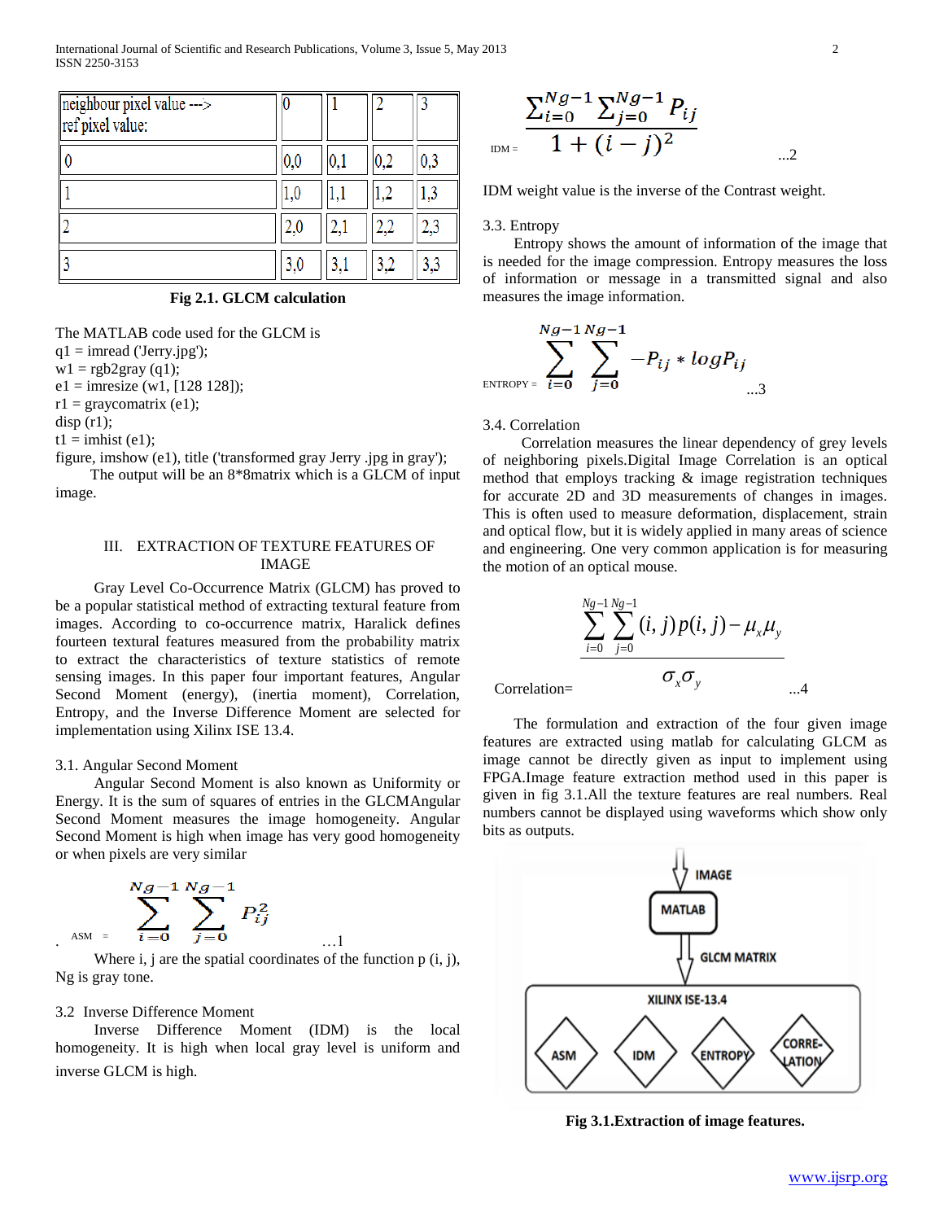| neighbour pixel value ---> ref pixel value: | 0 | 1 | 2 | 3 |
|---|---|---|---|---|
| 0 | 0,0 | 0,1 | 0,2 | 0,3 |
| 1 | 1,0 | 1,1 | 1,2 | 1,3 |
| 2 | 2,0 | 2,1 | 2,2 | 2,3 |
| 3 | 3,0 | 3,1 | 3,2 | 3,3 |

**Fig 2.1. GLCM calculation**

The MATLAB code used for the GLCM is

```
q1 = imread ('Jerry.jpg');
w1 = rgb2gray (q1);
e1 = imresize (w1, [128 128]);
r1 = graycomatrix (e1);
disp (r1);
t1 = imhist (e1);
figure, imshow (e1), title ('transformed gray Jerry .jpg in gray');
```

The output will be an 8*8matrix which is a GLCM of input image.

## III. EXTRACTION OF TEXTURE FEATURES OF IMAGE

Gray Level Co-Occurrence Matrix (GLCM) has proved to be a popular statistical method of extracting textural feature from images. According to co-occurrence matrix, Haralick defines fourteen textural features measured from the probability matrix to extract the characteristics of texture statistics of remote sensing images. In this paper four important features, Angular Second Moment (energy), (inertia moment), Correlation, Entropy, and the Inverse Difference Moment are selected for implementation using Xilinx ISE 13.4.

### 3.1. Angular Second Moment

Angular Second Moment is also known as Uniformity or Energy. It is the sum of squares of entries in the GLCMAngular Second Moment measures the image homogeneity. Angular Second Moment is high when image has very good homogeneity or when pixels are very similar

$$\text{ASM} = \sum_{i=0}^{Ng-1} \sum_{j=0}^{Ng-1} P_{ij}^{2} \quad \ldots 1$$

Where i, j are the spatial coordinates of the function p (i, j), Ng is gray tone.

### 3.2 Inverse Difference Moment

Inverse Difference Moment (IDM) is the local homogeneity. It is high when local gray level is uniform and inverse GLCM is high.

$$\text{IDM} = \frac{\sum_{i=0}^{Ng-1} \sum_{j=0}^{Ng-1} P_{ij}}{1 + (i-j)^2} \quad \ldots 2$$

IDM weight value is the inverse of the Contrast weight.

### 3.3. Entropy

Entropy shows the amount of information of the image that is needed for the image compression. Entropy measures the loss of information or message in a transmitted signal and also measures the image information.

$$\text{ENTROPY} = \sum_{i=0}^{Ng-1} \sum_{j=0}^{Ng-1} -P_{ij} * \log P_{ij} \quad \ldots 3$$

### 3.4. Correlation

Correlation measures the linear dependency of grey levels of neighboring pixels.Digital Image Correlation is an optical method that employs tracking & image registration techniques for accurate 2D and 3D measurements of changes in images. This is often used to measure deformation, displacement, strain and optical flow, but it is widely applied in many areas of science and engineering. One very common application is for measuring the motion of an optical mouse.

$$\text{Correlation} = \frac{\sum_{i=0}^{Ng-1} \sum_{j=0}^{Ng-1} (i,j)p(i,j) - \mu_x \mu_y}{\sigma_x \sigma_y} \quad \ldots 4$$

The formulation and extraction of the four given image features are extracted using matlab for calculating GLCM as image cannot be directly given as input to implement using FPGA.Image feature extraction method used in this paper is given in fig 3.1.All the texture features are real numbers. Real numbers cannot be displayed using waveforms which show only bits as outputs.

IMAGE → MATLAB → GLCM MATRIX → XILINX ISE-13.4: ASM, IDM, ENTROPY, CORRELATION

**Fig 3.1.Extraction of image features.**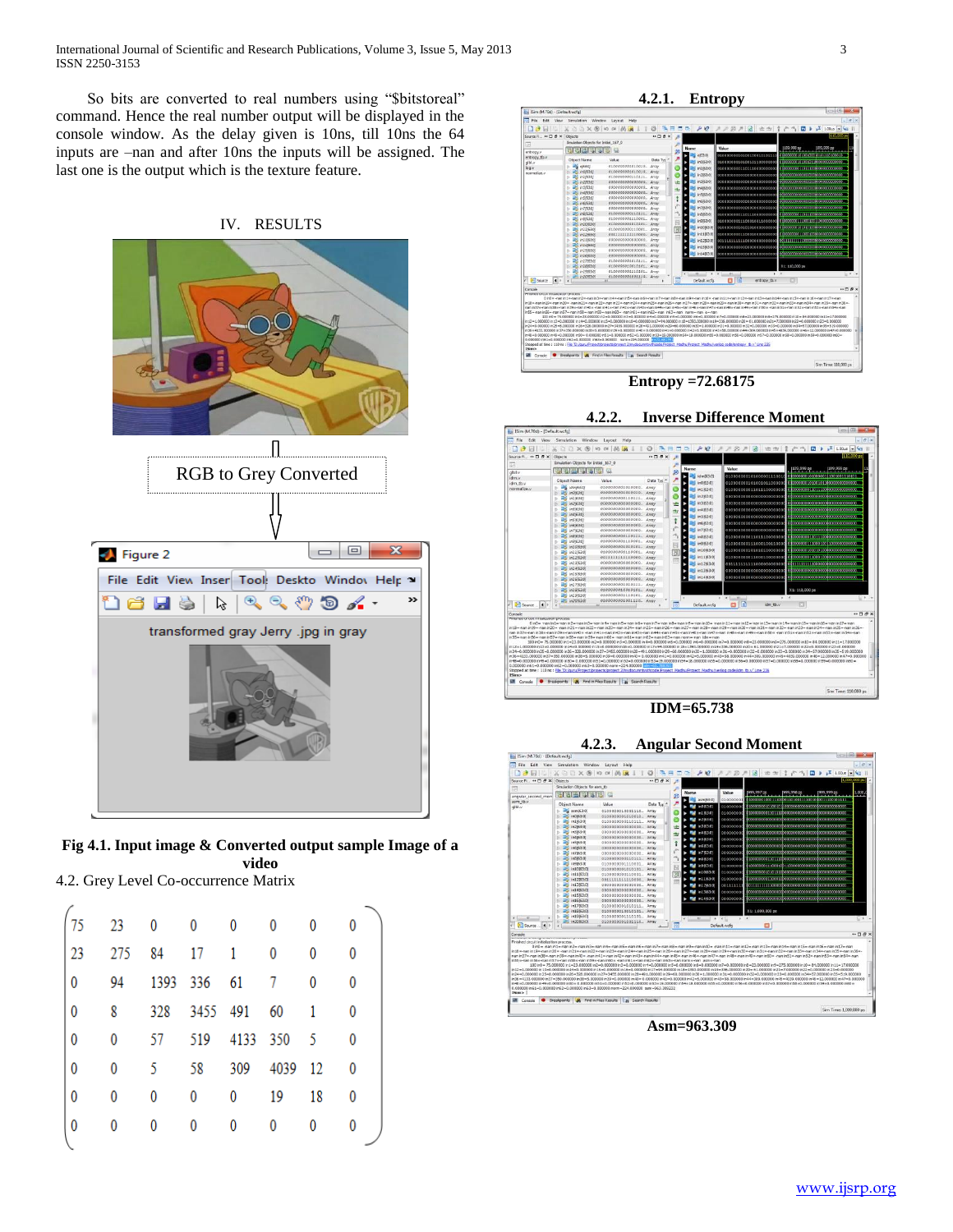So bits are converted to real numbers using "$bitstoreal" command. Hence the real number output will be displayed in the console window. As the delay given is 10ns, till 10ns the 64 inputs are –nan and after 10ns the inputs will be assigned. The last one is the output which is the texture feature.

## IV. RESULTS

RGB to Grey Converted

**Fig 4.1. Input image & Converted output sample Image of a video**

4.2. Grey Level Co-occurrence Matrix

$$
\begin{pmatrix}
75 & 23 & 0 & 0 & 0 & 0 & 0 & 0 \\
23 & 275 & 84 & 17 & 1 & 0 & 0 & 0 \\
0 & 94 & 1393 & 336 & 61 & 7 & 0 & 0 \\
0 & 8 & 328 & 3455 & 491 & 60 & 1 & 0 \\
0 & 0 & 57 & 519 & 4133 & 350 & 5 & 0 \\
0 & 0 & 5 & 58 & 309 & 4039 & 12 & 0 \\
0 & 0 & 0 & 0 & 0 & 19 & 18 & 0 \\
0 & 0 & 0 & 0 & 0 & 0 & 0 & 0
\end{pmatrix}
$$

### 4.2.1. Entropy

**Entropy =72.68175**

### 4.2.2. Inverse Difference Moment

**IDM=65.738**

### 4.2.3. Angular Second Moment

**Asm=963.309**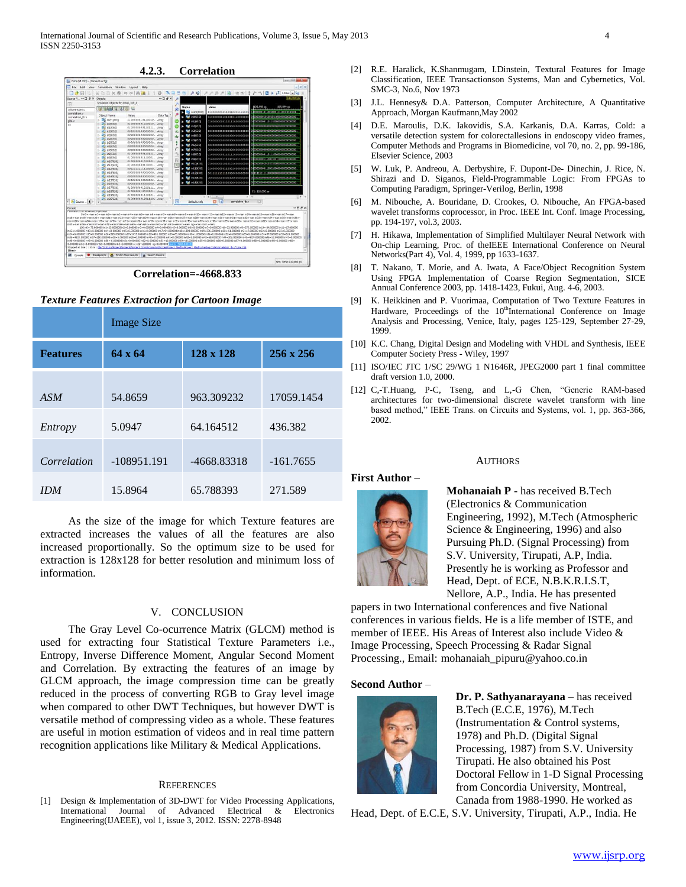#### 4.2.3. Correlation

Correlation=-4668.833

***Texture Features Extraction for Cartoon Image***

| | Image Size | | |
|---|---|---|---|
| **Features** | **64 x 64** | **128 x 128** | **256 x 256** |
| *ASM* | 54.8659 | 963.309232 | 17059.1454 |
| *Entropy* | 5.0947 | 64.164512 | 436.382 |
| *Correlation* | -108951.191 | -4668.83318 | -161.7655 |
| *IDM* | 15.8964 | 65.788393 | 271.589 |

As the size of the image for which Texture features are extracted increases the values of all the features are also increased proportionally. So the optimum size to be used for extraction is 128x128 for better resolution and minimum loss of information.

## V. Conclusion

The Gray Level Co-ocurrence Matrix (GLCM) method is used for extracting four Statistical Texture Parameters i.e., Entropy, Inverse Difference Moment, Angular Second Moment and Correlation. By extracting the features of an image by GLCM approach, the image compression time can be greatly reduced in the process of converting RGB to Gray level image when compared to other DWT Techniques, but however DWT is versatile method of compressing video as a whole. These features are useful in motion estimation of videos and in real time pattern recognition applications like Military & Medical Applications.

## References

[1] Design & Implementation of 3D-DWT for Video Processing Applications, International Journal of Advanced Electrical & Electronics Engineering(IJAEEE), vol 1, issue 3, 2012. ISSN: 2278-8948

[2] R.E. Haralick, K.Shanmugam, I.Dinstein, Textural Features for Image Classification, IEEE Transactionson Systems, Man and Cybernetics, Vol. SMC-3, No.6, Nov 1973

[3] J.L. Hennesy& D.A. Patterson, Computer Architecture, A Quantitative Approach, Morgan Kaufmann,May 2002

[4] D.E. Maroulis, D.K. Iakovidis, S.A. Karkanis, D.A. Karras, Cold: a versatile detection system for colorectallesions in endoscopy video frames, Computer Methods and Programs in Biomedicine, vol 70, no. 2, pp. 99-186, Elsevier Science, 2003

[5] W. Luk, P. Andreou, A. Derbyshire, F. Dupont-De- Dinechin, J. Rice, N. Shirazi and D. Siganos, Field-Programmable Logic: From FPGAs to Computing Paradigm, Springer-Verilog, Berlin, 1998

[6] M. Nibouche, A. Bouridane, D. Crookes, O. Nibouche, An FPGA-based wavelet transforms coprocessor, in Proc. IEEE Int. Conf. Image Processing, pp. 194-197, vol.3, 2003.

[7] H. Hikawa, Implementation of Simplified Multilayer Neural Network with On-chip Learning, Proc. of theIEEE International Conference on Neural Networks(Part 4), Vol. 4, 1999, pp 1633-1637.

[8] T. Nakano, T. Morie, and A. Iwata, A Face/Object Recognition System Using FPGA Implementation of Coarse Region Segmentation, SICE Annual Conference 2003, pp. 1418-1423, Fukui, Aug. 4-6, 2003.

[9] K. Heikkinen and P. Vuorimaa, Computation of Two Texture Features in Hardware, Proceedings of the 10th International Conference on Image Analysis and Processing, Venice, Italy, pages 125-129, September 27-29, 1999.

[10] K.C. Chang, Digital Design and Modeling with VHDL and Synthesis, IEEE Computer Society Press - Wiley, 1997

[11] ISO/IEC JTC 1/SC 29/WG 1 N1646R, JPEG2000 part 1 final committee draft version 1.0, 2000.

[12] C,-T.Huang, P-C, Tseng, and L,-G Chen, "Generic RAM-based architectures for two-dimensional discrete wavelet transform with line based method," IEEE Trans. on Circuits and Systems, vol. 1, pp. 363-366, 2002.

## Authors

**First Author** – **Mohanaiah P** - has received B.Tech (Electronics & Communication Engineering, 1992), M.Tech (Atmospheric Science & Engineering, 1996) and also Pursuing Ph.D. (Signal Processing) from S.V. University, Tirupati, A.P, India. Presently he is working as Professor and Head, Dept. of ECE, N.B.K.R.I.S.T, Nellore, A.P., India. He has presented papers in two International conferences and five National conferences in various fields. He is a life member of ISTE, and member of IEEE. His Areas of Interest also include Video & Image Processing, Speech Processing & Radar Signal Processing., Email: mohanaiah_pipuru@yahoo.co.in

**Second Author** – **Dr. P. Sathyanarayana** – has received B.Tech (E.C.E, 1976), M.Tech (Instrumentation & Control systems, 1978) and Ph.D. (Digital Signal Processing, 1987) from S.V. University Tirupati. He also obtained his Post Doctoral Fellow in 1-D Signal Processing from Concordia University, Montreal, Canada from 1988-1990. He worked as Head, Dept. of E.C.E, S.V. University, Tirupati, A.P., India. He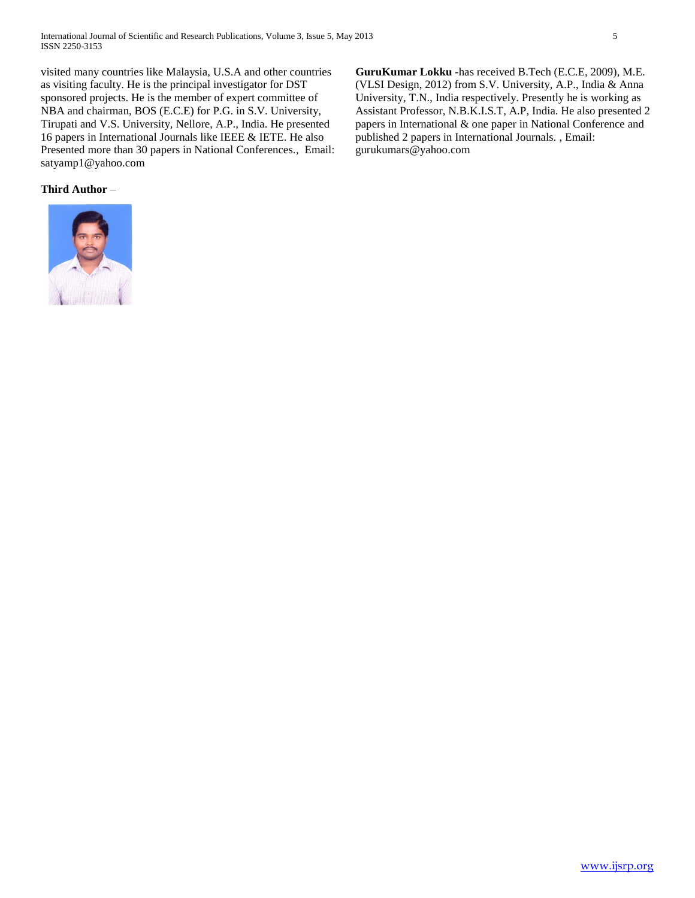visited many countries like Malaysia, U.S.A and other countries as visiting faculty. He is the principal investigator for DST sponsored projects. He is the member of expert committee of NBA and chairman, BOS (E.C.E) for P.G. in S.V. University, Tirupati and V.S. University, Nellore, A.P., India. He presented 16 papers in International Journals like IEEE & IETE. He also Presented more than 30 papers in National Conferences., Email: satyamp1@yahoo.com

**Third Author** –

**GuruKumar Lokku** -has received B.Tech (E.C.E, 2009), M.E. (VLSI Design, 2012) from S.V. University, A.P., India & Anna University, T.N., India respectively. Presently he is working as Assistant Professor, N.B.K.I.S.T, A.P, India. He also presented 2 papers in International & one paper in National Conference and published 2 papers in International Journals. , Email: gurukumars@yahoo.com